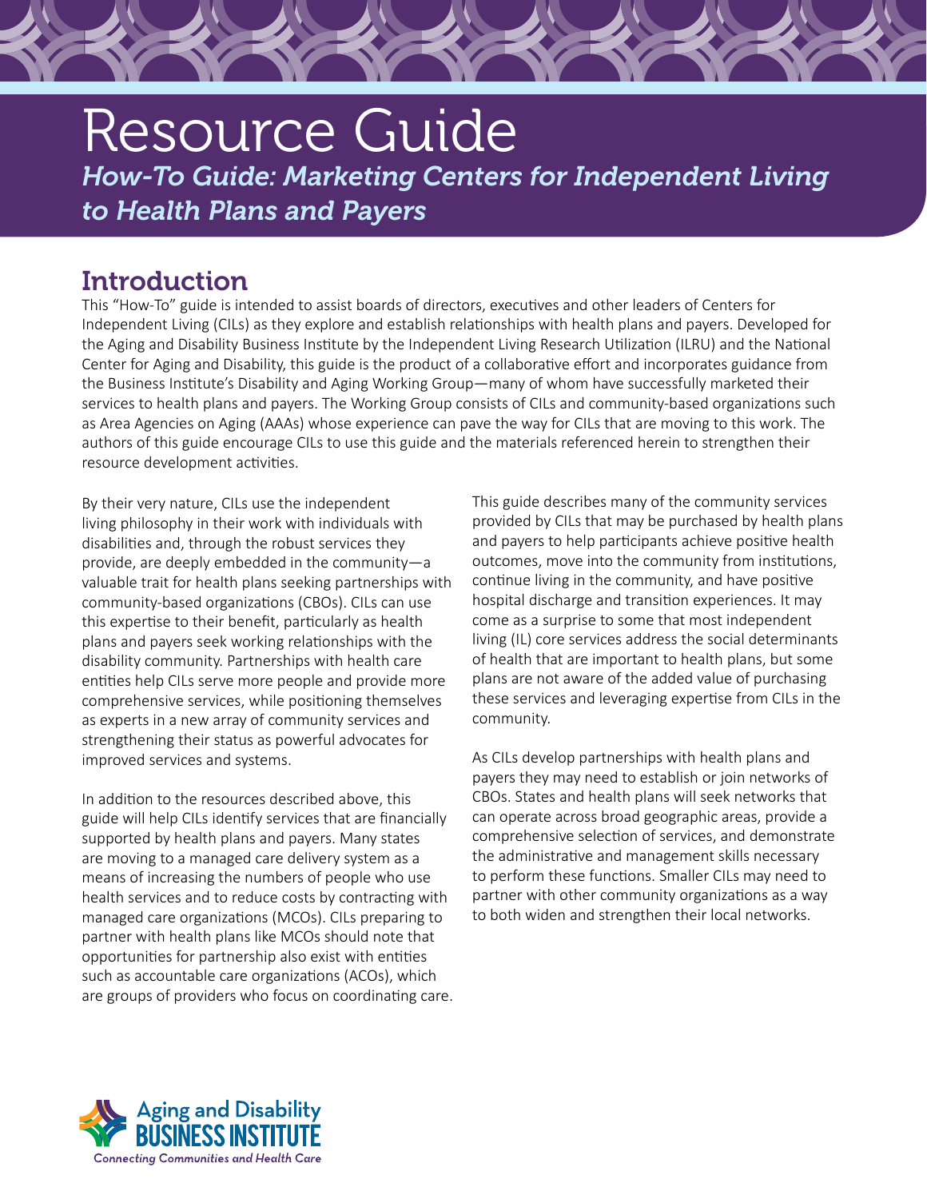# Resource Guide

*How-To Guide: Marketing Centers for Independent Living to Health Plans and Payers*

## Introduction

This "How-To" guide is intended to assist boards of directors, executives and other leaders of Centers for Independent Living (CILs) as they explore and establish relationships with health plans and payers. Developed for the Aging and Disability Business Institute by the Independent Living Research Utilization (ILRU) and the National Center for Aging and Disability, this guide is the product of a collaborative effort and incorporates guidance from the Business Institute's Disability and Aging Working Group—many of whom have successfully marketed their services to health plans and payers. The Working Group consists of CILs and community-based organizations such as Area Agencies on Aging (AAAs) whose experience can pave the way for CILs that are moving to this work. The authors of this guide encourage CILs to use this guide and the materials referenced herein to strengthen their resource development activities.

By their very nature, CILs use the independent living philosophy in their work with individuals with disabilities and, through the robust services they provide, are deeply embedded in the community—a valuable trait for health plans seeking partnerships with community-based organizations (CBOs). CILs can use this expertise to their benefit, particularly as health plans and payers seek working relationships with the disability community. Partnerships with health care entities help CILs serve more people and provide more comprehensive services, while positioning themselves as experts in a new array of community services and strengthening their status as powerful advocates for improved services and systems.

In addition to the resources described above, this guide will help CILs identify services that are financially supported by health plans and payers. Many states are moving to a managed care delivery system as a means of increasing the numbers of people who use health services and to reduce costs by contracting with managed care organizations (MCOs). CILs preparing to partner with health plans like MCOs should note that opportunities for partnership also exist with entities such as accountable care organizations (ACOs), which are groups of providers who focus on coordinating care.

This guide describes many of the community services provided by CILs that may be purchased by health plans and payers to help participants achieve positive health outcomes, move into the community from institutions, continue living in the community, and have positive hospital discharge and transition experiences. It may come as a surprise to some that most independent living (IL) core services address the social determinants of health that are important to health plans, but some plans are not aware of the added value of purchasing these services and leveraging expertise from CILs in the community.

As CILs develop partnerships with health plans and payers they may need to establish or join networks of CBOs. States and health plans will seek networks that can operate across broad geographic areas, provide a comprehensive selection of services, and demonstrate the administrative and management skills necessary to perform these functions. Smaller CILs may need to partner with other community organizations as a way to both widen and strengthen their local networks.

Aging and Disability BUSINESS INSTITUTE
Connecting Communities and Health Care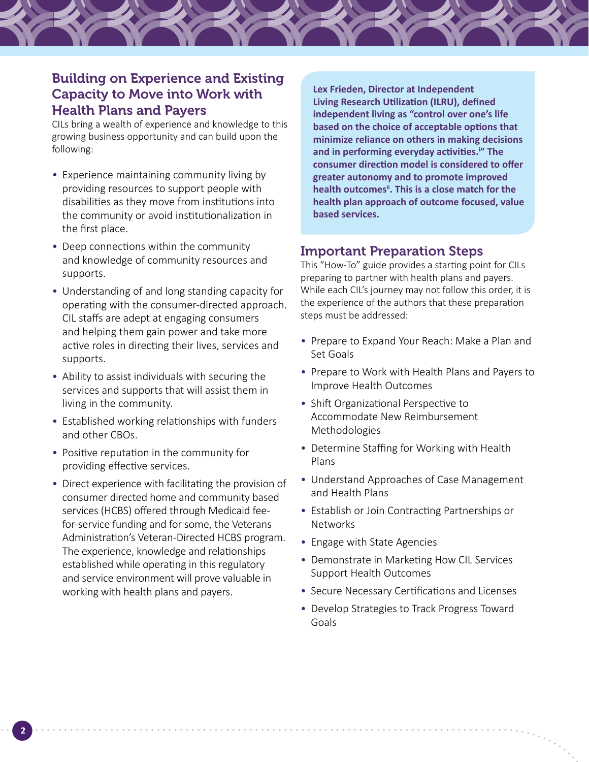## Building on Experience and Existing Capacity to Move into Work with Health Plans and Payers

CILs bring a wealth of experience and knowledge to this growing business opportunity and can build upon the following:

- Experience maintaining community living by providing resources to support people with disabilities as they move from institutions into the community or avoid institutionalization in the first place.
- Deep connections within the community and knowledge of community resources and supports.
- Understanding of and long standing capacity for operating with the consumer-directed approach. CIL staffs are adept at engaging consumers and helping them gain power and take more active roles in directing their lives, services and supports.
- Ability to assist individuals with securing the services and supports that will assist them in living in the community.
- Established working relationships with funders and other CBOs.
- Positive reputation in the community for providing effective services.
- Direct experience with facilitating the provision of consumer directed home and community based services (HCBS) offered through Medicaid fee-for-service funding and for some, the Veterans Administration's Veteran-Directed HCBS program. The experience, knowledge and relationships established while operating in this regulatory and service environment will prove valuable in working with health plans and payers.

**Lex Frieden, Director at Independent Living Research Utilization (ILRU), defined independent living as "control over one's life based on the choice of acceptable options that minimize reliance on others in making decisions and in performing everyday activities.[i]" The consumer direction model is considered to offer greater autonomy and to promote improved health outcomes[ii]. This is a close match for the health plan approach of outcome focused, value based services.**

## Important Preparation Steps

This "How-To" guide provides a starting point for CILs preparing to partner with health plans and payers. While each CIL's journey may not follow this order, it is the experience of the authors that these preparation steps must be addressed:

- Prepare to Expand Your Reach: Make a Plan and Set Goals
- Prepare to Work with Health Plans and Payers to Improve Health Outcomes
- Shift Organizational Perspective to Accommodate New Reimbursement Methodologies
- Determine Staffing for Working with Health Plans
- Understand Approaches of Case Management and Health Plans
- Establish or Join Contracting Partnerships or Networks
- Engage with State Agencies
- Demonstrate in Marketing How CIL Services Support Health Outcomes
- Secure Necessary Certifications and Licenses
- Develop Strategies to Track Progress Toward Goals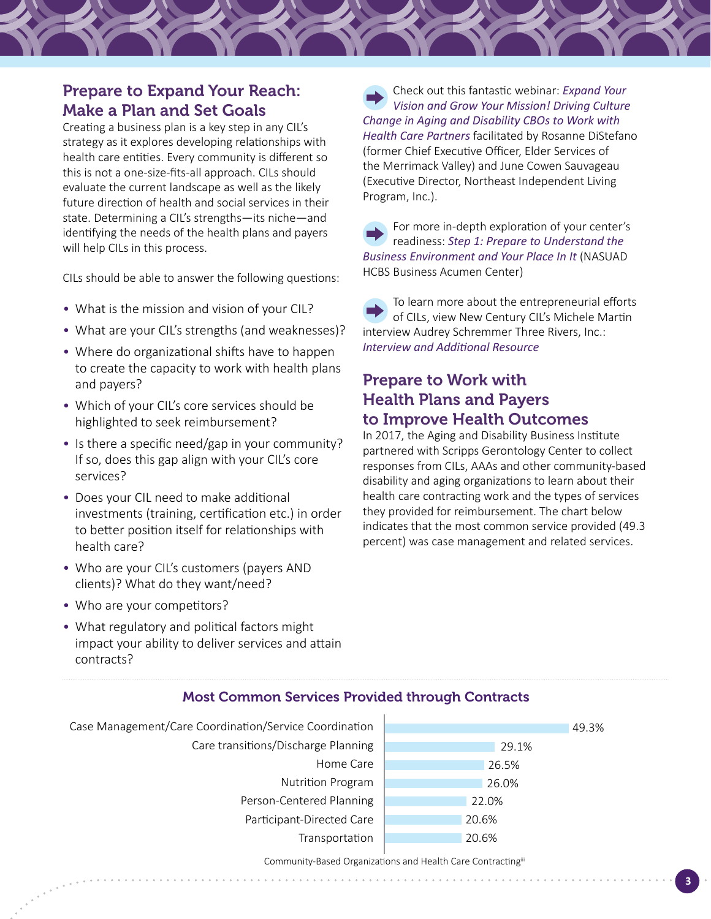## Prepare to Expand Your Reach: Make a Plan and Set Goals

Creating a business plan is a key step in any CIL's strategy as it explores developing relationships with health care entities. Every community is different so this is not a one-size-fits-all approach. CILs should evaluate the current landscape as well as the likely future direction of health and social services in their state. Determining a CIL's strengths—its niche—and identifying the needs of the health plans and payers will help CILs in this process.

CILs should be able to answer the following questions:

- What is the mission and vision of your CIL?
- What are your CIL's strengths (and weaknesses)?
- Where do organizational shifts have to happen to create the capacity to work with health plans and payers?
- Which of your CIL's core services should be highlighted to seek reimbursement?
- Is there a specific need/gap in your community? If so, does this gap align with your CIL's core services?
- Does your CIL need to make additional investments (training, certification etc.) in order to better position itself for relationships with health care?
- Who are your CIL's customers (payers AND clients)? What do they want/need?
- Who are your competitors?
- What regulatory and political factors might impact your ability to deliver services and attain contracts?

➡ Check out this fantastic webinar: *Expand Your Vision and Grow Your Mission! Driving Culture Change in Aging and Disability CBOs to Work with Health Care Partners* facilitated by Rosanne DiStefano (former Chief Executive Officer, Elder Services of the Merrimack Valley) and June Cowen Sauvageau (Executive Director, Northeast Independent Living Program, Inc.).

➡ For more in-depth exploration of your center's readiness: *Step 1: Prepare to Understand the Business Environment and Your Place In It* (NASUAD HCBS Business Acumen Center)

➡ To learn more about the entrepreneurial efforts of CILs, view New Century CIL's Michele Martin interview Audrey Schremmer Three Rivers, Inc.: *Interview and Additional Resource*

## Prepare to Work with Health Plans and Payers to Improve Health Outcomes

In 2017, the Aging and Disability Business Institute partnered with Scripps Gerontology Center to collect responses from CILs, AAAs and other community-based disability and aging organizations to learn about their health care contracting work and the types of services they provided for reimbursement. The chart below indicates that the most common service provided (49.3 percent) was case management and related services.

### Most Common Services Provided through Contracts

| Service | Percent |
| --- | --- |
| Case Management/Care Coordination/Service Coordination | 49.3% |
| Care transitions/Discharge Planning | 29.1% |
| Home Care | 26.5% |
| Nutrition Program | 26.0% |
| Person-Centered Planning | 22.0% |
| Participant-Directed Care | 20.6% |
| Transportation | 20.6% |

Community-Based Organizations and Health Care Contracting[iii]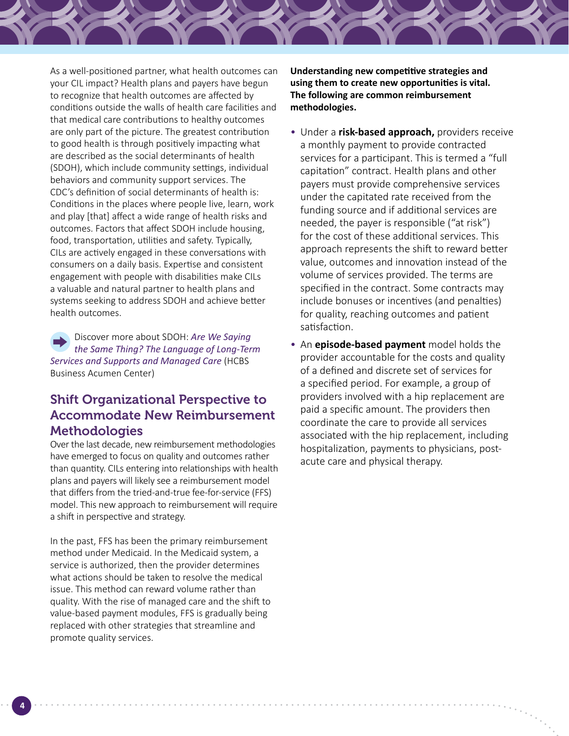As a well-positioned partner, what health outcomes can your CIL impact? Health plans and payers have begun to recognize that health outcomes are affected by conditions outside the walls of health care facilities and that medical care contributions to healthy outcomes are only part of the picture. The greatest contribution to good health is through positively impacting what are described as the social determinants of health (SDOH), which include community settings, individual behaviors and community support services. The CDC's definition of social determinants of health is: Conditions in the places where people live, learn, work and play [that] affect a wide range of health risks and outcomes. Factors that affect SDOH include housing, food, transportation, utilities and safety. Typically, CILs are actively engaged in these conversations with consumers on a daily basis. Expertise and consistent engagement with people with disabilities make CILs a valuable and natural partner to health plans and systems seeking to address SDOH and achieve better health outcomes.

Discover more about SDOH: *Are We Saying the Same Thing? The Language of Long-Term Services and Supports and Managed Care* (HCBS Business Acumen Center)

## Shift Organizational Perspective to Accommodate New Reimbursement Methodologies

Over the last decade, new reimbursement methodologies have emerged to focus on quality and outcomes rather than quantity. CILs entering into relationships with health plans and payers will likely see a reimbursement model that differs from the tried-and-true fee-for-service (FFS) model. This new approach to reimbursement will require a shift in perspective and strategy.

In the past, FFS has been the primary reimbursement method under Medicaid. In the Medicaid system, a service is authorized, then the provider determines what actions should be taken to resolve the medical issue. This method can reward volume rather than quality. With the rise of managed care and the shift to value-based payment modules, FFS is gradually being replaced with other strategies that streamline and promote quality services.

**Understanding new competitive strategies and using them to create new opportunities is vital. The following are common reimbursement methodologies.**

- Under a **risk-based approach,** providers receive a monthly payment to provide contracted services for a participant. This is termed a "full capitation" contract. Health plans and other payers must provide comprehensive services under the capitated rate received from the funding source and if additional services are needed, the payer is responsible ("at risk") for the cost of these additional services. This approach represents the shift to reward better value, outcomes and innovation instead of the volume of services provided. The terms are specified in the contract. Some contracts may include bonuses or incentives (and penalties) for quality, reaching outcomes and patient satisfaction.
- An **episode-based payment** model holds the provider accountable for the costs and quality of a defined and discrete set of services for a specified period. For example, a group of providers involved with a hip replacement are paid a specific amount. The providers then coordinate the care to provide all services associated with the hip replacement, including hospitalization, payments to physicians, post-acute care and physical therapy.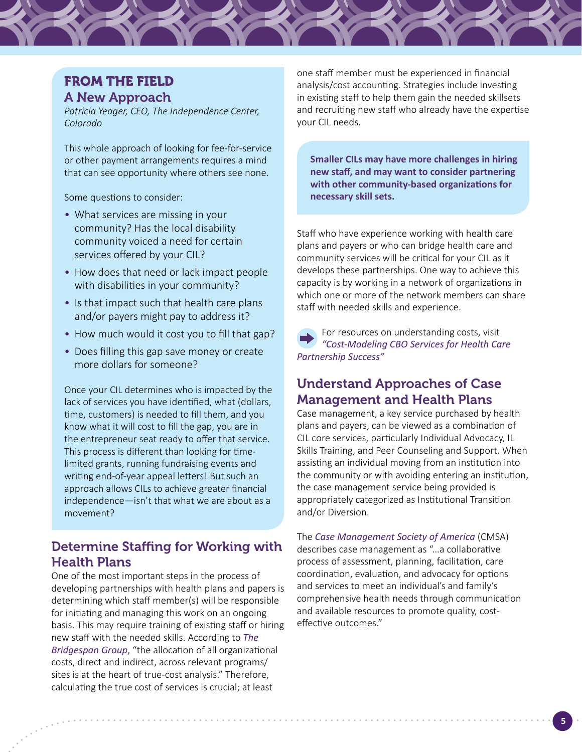## FROM THE FIELD

### A New Approach

*Patricia Yeager, CEO, The Independence Center, Colorado*

This whole approach of looking for fee-for-service or other payment arrangements requires a mind that can see opportunity where others see none.

Some questions to consider:

- What services are missing in your community? Has the local disability community voiced a need for certain services offered by your CIL?
- How does that need or lack impact people with disabilities in your community?
- Is that impact such that health care plans and/or payers might pay to address it?
- How much would it cost you to fill that gap?
- Does filling this gap save money or create more dollars for someone?

Once your CIL determines who is impacted by the lack of services you have identified, what (dollars, time, customers) is needed to fill them, and you know what it will cost to fill the gap, you are in the entrepreneur seat ready to offer that service. This process is different than looking for time-limited grants, running fundraising events and writing end-of-year appeal letters! But such an approach allows CILs to achieve greater financial independence—isn't that what we are about as a movement?

## Determine Staffing for Working with Health Plans

One of the most important steps in the process of developing partnerships with health plans and papers is determining which staff member(s) will be responsible for initiating and managing this work on an ongoing basis. This may require training of existing staff or hiring new staff with the needed skills. According to *The Bridgespan Group*, "the allocation of all organizational costs, direct and indirect, across relevant programs/sites is at the heart of true-cost analysis." Therefore, calculating the true cost of services is crucial; at least one staff member must be experienced in financial analysis/cost accounting. Strategies include investing in existing staff to help them gain the needed skillsets and recruiting new staff who already have the expertise your CIL needs.

**Smaller CILs may have more challenges in hiring new staff, and may want to consider partnering with other community-based organizations for necessary skill sets.**

Staff who have experience working with health care plans and payers or who can bridge health care and community services will be critical for your CIL as it develops these partnerships. One way to achieve this capacity is by working in a network of organizations in which one or more of the network members can share staff with needed skills and experience.

For resources on understanding costs, visit *"Cost-Modeling CBO Services for Health Care Partnership Success"*

## Understand Approaches of Case Management and Health Plans

Case management, a key service purchased by health plans and payers, can be viewed as a combination of CIL core services, particularly Individual Advocacy, IL Skills Training, and Peer Counseling and Support. When assisting an individual moving from an institution into the community or with avoiding entering an institution, the case management service being provided is appropriately categorized as Institutional Transition and/or Diversion.

The *Case Management Society of America* (CMSA) describes case management as "...a collaborative process of assessment, planning, facilitation, care coordination, evaluation, and advocacy for options and services to meet an individual's and family's comprehensive health needs through communication and available resources to promote quality, cost-effective outcomes."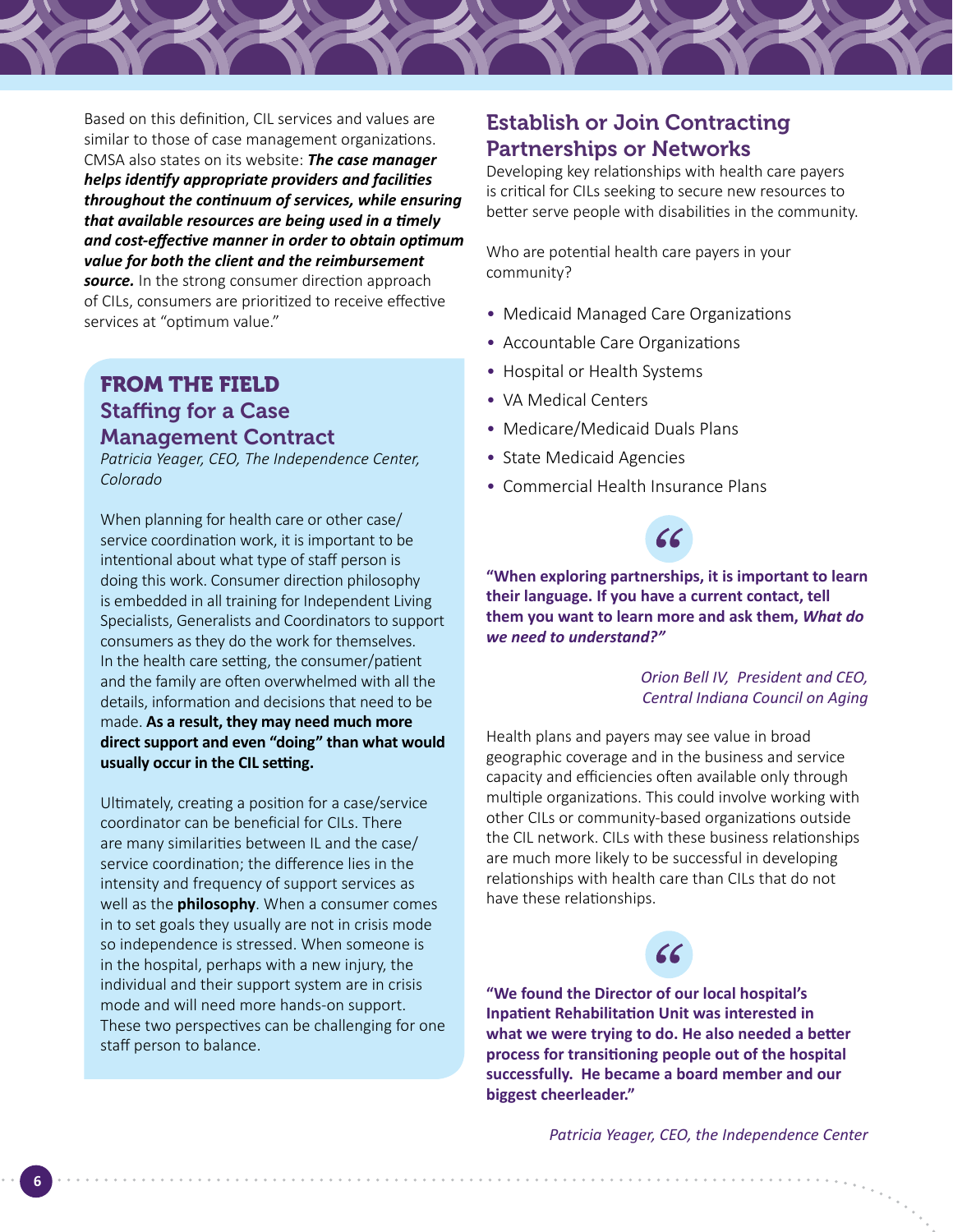Based on this definition, CIL services and values are similar to those of case management organizations. CMSA also states on its website: ***The case manager helps identify appropriate providers and facilities throughout the continuum of services, while ensuring that available resources are being used in a timely and cost-effective manner in order to obtain optimum value for both the client and the reimbursement source.*** In the strong consumer direction approach of CILs, consumers are prioritized to receive effective services at "optimum value."

## FROM THE FIELD
### Staffing for a Case Management Contract

*Patricia Yeager, CEO, The Independence Center, Colorado*

When planning for health care or other case/service coordination work, it is important to be intentional about what type of staff person is doing this work. Consumer direction philosophy is embedded in all training for Independent Living Specialists, Generalists and Coordinators to support consumers as they do the work for themselves. In the health care setting, the consumer/patient and the family are often overwhelmed with all the details, information and decisions that need to be made. **As a result, they may need much more direct support and even "doing" than what would usually occur in the CIL setting.**

Ultimately, creating a position for a case/service coordinator can be beneficial for CILs. There are many similarities between IL and the case/service coordination; the difference lies in the intensity and frequency of support services as well as the **philosophy**. When a consumer comes in to set goals they usually are not in crisis mode so independence is stressed. When someone is in the hospital, perhaps with a new injury, the individual and their support system are in crisis mode and will need more hands-on support. These two perspectives can be challenging for one staff person to balance.

## Establish or Join Contracting Partnerships or Networks

Developing key relationships with health care payers is critical for CILs seeking to secure new resources to better serve people with disabilities in the community.

Who are potential health care payers in your community?

- Medicaid Managed Care Organizations
- Accountable Care Organizations
- Hospital or Health Systems
- VA Medical Centers
- Medicare/Medicaid Duals Plans
- State Medicaid Agencies
- Commercial Health Insurance Plans

**"When exploring partnerships, it is important to learn their language. If you have a current contact, tell them you want to learn more and ask them, *What do we need to understand?*"**

*Orion Bell IV, President and CEO, Central Indiana Council on Aging*

Health plans and payers may see value in broad geographic coverage and in the business and service capacity and efficiencies often available only through multiple organizations. This could involve working with other CILs or community-based organizations outside the CIL network. CILs with these business relationships are much more likely to be successful in developing relationships with health care than CILs that do not have these relationships.

**"We found the Director of our local hospital's Inpatient Rehabilitation Unit was interested in what we were trying to do. He also needed a better process for transitioning people out of the hospital successfully. He became a board member and our biggest cheerleader."**

*Patricia Yeager, CEO, the Independence Center*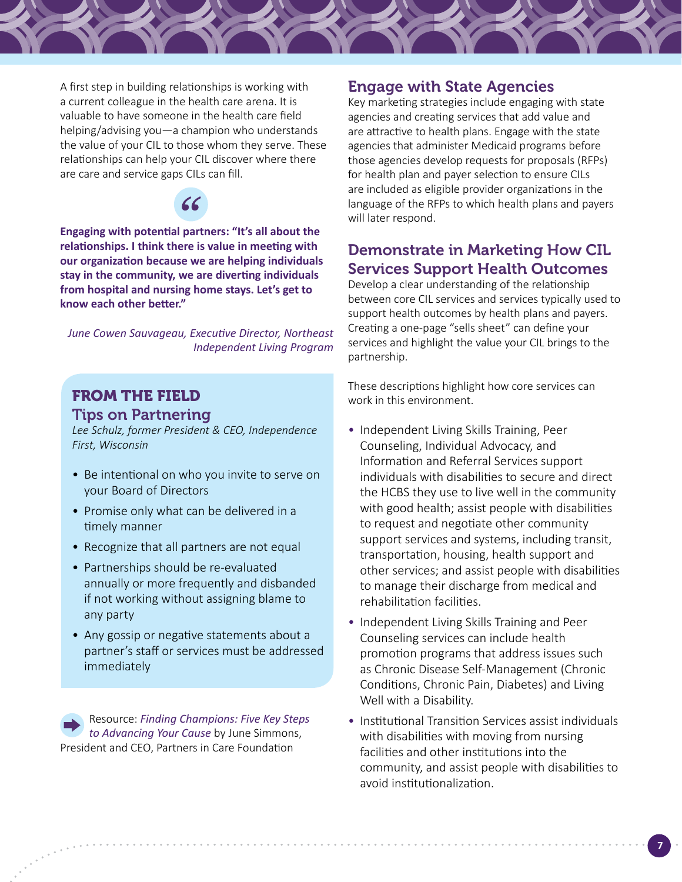A first step in building relationships is working with a current colleague in the health care arena. It is valuable to have someone in the health care field helping/advising you—a champion who understands the value of your CIL to those whom they serve. These relationships can help your CIL discover where there are care and service gaps CILs can fill.

**Engaging with potential partners: "It's all about the relationships. I think there is value in meeting with our organization because we are helping individuals stay in the community, we are diverting individuals from hospital and nursing home stays. Let's get to know each other better."**

*June Cowen Sauvageau, Executive Director, Northeast Independent Living Program*

## FROM THE FIELD

### Tips on Partnering

*Lee Schulz, former President & CEO, Independence First, Wisconsin*

- Be intentional on who you invite to serve on your Board of Directors
- Promise only what can be delivered in a timely manner
- Recognize that all partners are not equal
- Partnerships should be re-evaluated annually or more frequently and disbanded if not working without assigning blame to any party
- Any gossip or negative statements about a partner's staff or services must be addressed immediately

Resource: *Finding Champions: Five Key Steps to Advancing Your Cause* by June Simmons, President and CEO, Partners in Care Foundation

## Engage with State Agencies

Key marketing strategies include engaging with state agencies and creating services that add value and are attractive to health plans. Engage with the state agencies that administer Medicaid programs before those agencies develop requests for proposals (RFPs) for health plan and payer selection to ensure CILs are included as eligible provider organizations in the language of the RFPs to which health plans and payers will later respond.

## Demonstrate in Marketing How CIL Services Support Health Outcomes

Develop a clear understanding of the relationship between core CIL services and services typically used to support health outcomes by health plans and payers. Creating a one-page "sells sheet" can define your services and highlight the value your CIL brings to the partnership.

These descriptions highlight how core services can work in this environment.

- Independent Living Skills Training, Peer Counseling, Individual Advocacy, and Information and Referral Services support individuals with disabilities to secure and direct the HCBS they use to live well in the community with good health; assist people with disabilities to request and negotiate other community support services and systems, including transit, transportation, housing, health support and other services; and assist people with disabilities to manage their discharge from medical and rehabilitation facilities.
- Independent Living Skills Training and Peer Counseling services can include health promotion programs that address issues such as Chronic Disease Self-Management (Chronic Conditions, Chronic Pain, Diabetes) and Living Well with a Disability.
- Institutional Transition Services assist individuals with disabilities with moving from nursing facilities and other institutions into the community, and assist people with disabilities to avoid institutionalization.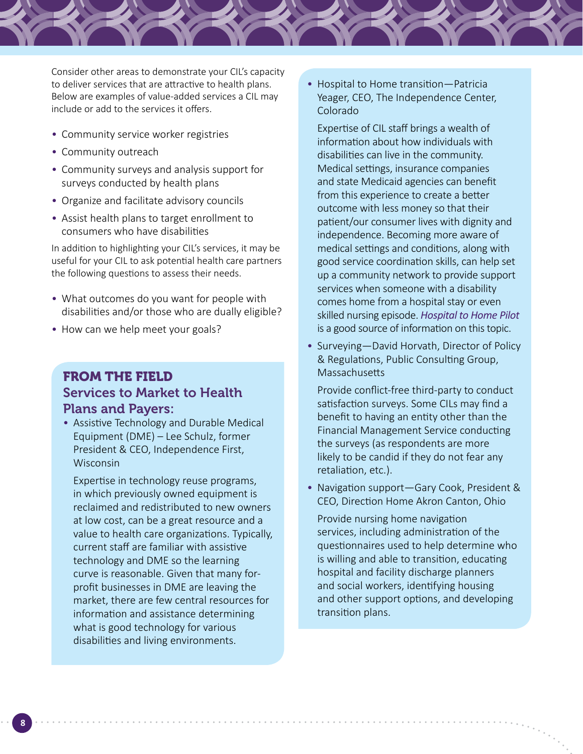Consider other areas to demonstrate your CIL's capacity to deliver services that are attractive to health plans. Below are examples of value-added services a CIL may include or add to the services it offers.

- Community service worker registries
- Community outreach
- Community surveys and analysis support for surveys conducted by health plans
- Organize and facilitate advisory councils
- Assist health plans to target enrollment to consumers who have disabilities

In addition to highlighting your CIL's services, it may be useful for your CIL to ask potential health care partners the following questions to assess their needs.

- What outcomes do you want for people with disabilities and/or those who are dually eligible?
- How can we help meet your goals?

## FROM THE FIELD

### Services to Market to Health Plans and Payers:

- Assistive Technology and Durable Medical Equipment (DME) – Lee Schulz, former President & CEO, Independence First, Wisconsin

  Expertise in technology reuse programs, in which previously owned equipment is reclaimed and redistributed to new owners at low cost, can be a great resource and a value to health care organizations. Typically, current staff are familiar with assistive technology and DME so the learning curve is reasonable. Given that many for-profit businesses in DME are leaving the market, there are few central resources for information and assistance determining what is good technology for various disabilities and living environments.

- Hospital to Home transition—Patricia Yeager, CEO, The Independence Center, Colorado

  Expertise of CIL staff brings a wealth of information about how individuals with disabilities can live in the community. Medical settings, insurance companies and state Medicaid agencies can benefit from this experience to create a better outcome with less money so that their patient/our consumer lives with dignity and independence. Becoming more aware of medical settings and conditions, along with good service coordination skills, can help set up a community network to provide support services when someone with a disability comes home from a hospital stay or even skilled nursing episode. *Hospital to Home Pilot* is a good source of information on this topic.

- Surveying—David Horvath, Director of Policy & Regulations, Public Consulting Group, Massachusetts

  Provide conflict-free third-party to conduct satisfaction surveys. Some CILs may find a benefit to having an entity other than the Financial Management Service conducting the surveys (as respondents are more likely to be candid if they do not fear any retaliation, etc.).

- Navigation support—Gary Cook, President & CEO, Direction Home Akron Canton, Ohio

  Provide nursing home navigation services, including administration of the questionnaires used to help determine who is willing and able to transition, educating hospital and facility discharge planners and social workers, identifying housing and other support options, and developing transition plans.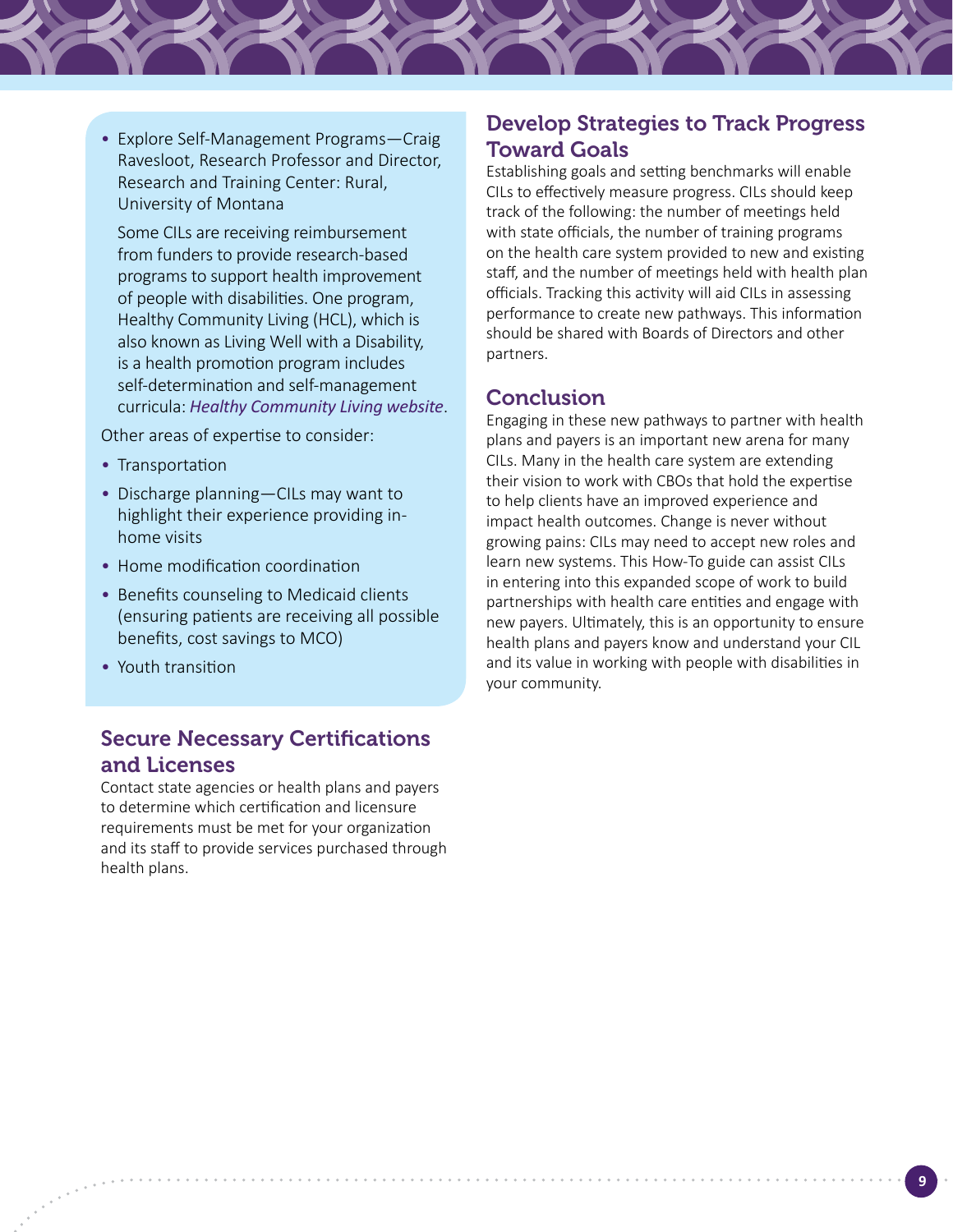- Explore Self-Management Programs—Craig Ravesloot, Research Professor and Director, Research and Training Center: Rural, University of Montana

  Some CILs are receiving reimbursement from funders to provide research-based programs to support health improvement of people with disabilities. One program, Healthy Community Living (HCL), which is also known as Living Well with a Disability, is a health promotion program includes self-determination and self-management curricula: *Healthy Community Living website*.

Other areas of expertise to consider:

- Transportation
- Discharge planning—CILs may want to highlight their experience providing in-home visits
- Home modification coordination
- Benefits counseling to Medicaid clients (ensuring patients are receiving all possible benefits, cost savings to MCO)
- Youth transition

## Secure Necessary Certifications and Licenses

Contact state agencies or health plans and payers to determine which certification and licensure requirements must be met for your organization and its staff to provide services purchased through health plans.

## Develop Strategies to Track Progress Toward Goals

Establishing goals and setting benchmarks will enable CILs to effectively measure progress. CILs should keep track of the following: the number of meetings held with state officials, the number of training programs on the health care system provided to new and existing staff, and the number of meetings held with health plan officials. Tracking this activity will aid CILs in assessing performance to create new pathways. This information should be shared with Boards of Directors and other partners.

## Conclusion

Engaging in these new pathways to partner with health plans and payers is an important new arena for many CILs. Many in the health care system are extending their vision to work with CBOs that hold the expertise to help clients have an improved experience and impact health outcomes. Change is never without growing pains: CILs may need to accept new roles and learn new systems. This How-To guide can assist CILs in entering into this expanded scope of work to build partnerships with health care entities and engage with new payers. Ultimately, this is an opportunity to ensure health plans and payers know and understand your CIL and its value in working with people with disabilities in your community.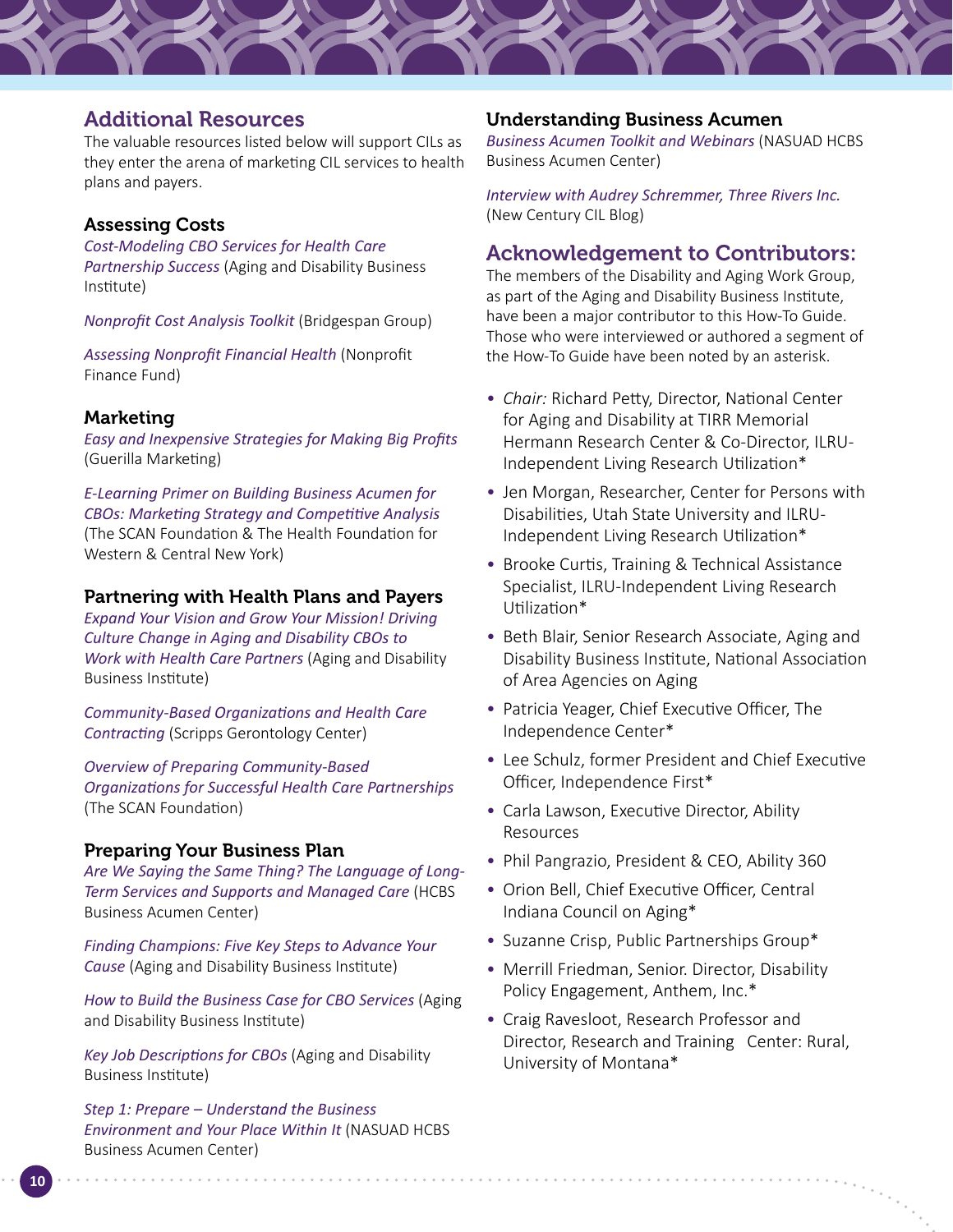## Additional Resources

The valuable resources listed below will support CILs as they enter the arena of marketing CIL services to health plans and payers.

### Assessing Costs

*Cost-Modeling CBO Services for Health Care Partnership Success* (Aging and Disability Business Institute)

*Nonprofit Cost Analysis Toolkit* (Bridgespan Group)

*Assessing Nonprofit Financial Health* (Nonprofit Finance Fund)

### Marketing

*Easy and Inexpensive Strategies for Making Big Profits* (Guerilla Marketing)

*E-Learning Primer on Building Business Acumen for CBOs: Marketing Strategy and Competitive Analysis* (The SCAN Foundation & The Health Foundation for Western & Central New York)

### Partnering with Health Plans and Payers

*Expand Your Vision and Grow Your Mission! Driving Culture Change in Aging and Disability CBOs to Work with Health Care Partners* (Aging and Disability Business Institute)

*Community-Based Organizations and Health Care Contracting* (Scripps Gerontology Center)

*Overview of Preparing Community-Based Organizations for Successful Health Care Partnerships* (The SCAN Foundation)

### Preparing Your Business Plan

*Are We Saying the Same Thing? The Language of Long-Term Services and Supports and Managed Care* (HCBS Business Acumen Center)

*Finding Champions: Five Key Steps to Advance Your Cause* (Aging and Disability Business Institute)

*How to Build the Business Case for CBO Services* (Aging and Disability Business Institute)

*Key Job Descriptions for CBOs* (Aging and Disability Business Institute)

*Step 1: Prepare – Understand the Business Environment and Your Place Within It* (NASUAD HCBS Business Acumen Center)

### Understanding Business Acumen

*Business Acumen Toolkit and Webinars* (NASUAD HCBS Business Acumen Center)

*Interview with Audrey Schremmer, Three Rivers Inc.* (New Century CIL Blog)

## Acknowledgement to Contributors:

The members of the Disability and Aging Work Group, as part of the Aging and Disability Business Institute, have been a major contributor to this How-To Guide. Those who were interviewed or authored a segment of the How-To Guide have been noted by an asterisk.

- *Chair:* Richard Petty, Director, National Center for Aging and Disability at TIRR Memorial Hermann Research Center & Co-Director, ILRU-Independent Living Research Utilization*
- Jen Morgan, Researcher, Center for Persons with Disabilities, Utah State University and ILRU-Independent Living Research Utilization*
- Brooke Curtis, Training & Technical Assistance Specialist, ILRU-Independent Living Research Utilization*
- Beth Blair, Senior Research Associate, Aging and Disability Business Institute, National Association of Area Agencies on Aging
- Patricia Yeager, Chief Executive Officer, The Independence Center*
- Lee Schulz, former President and Chief Executive Officer, Independence First*
- Carla Lawson, Executive Director, Ability Resources
- Phil Pangrazio, President & CEO, Ability 360
- Orion Bell, Chief Executive Officer, Central Indiana Council on Aging*
- Suzanne Crisp, Public Partnerships Group*
- Merrill Friedman, Senior. Director, Disability Policy Engagement, Anthem, Inc.*
- Craig Ravesloot, Research Professor and Director, Research and Training Center: Rural, University of Montana*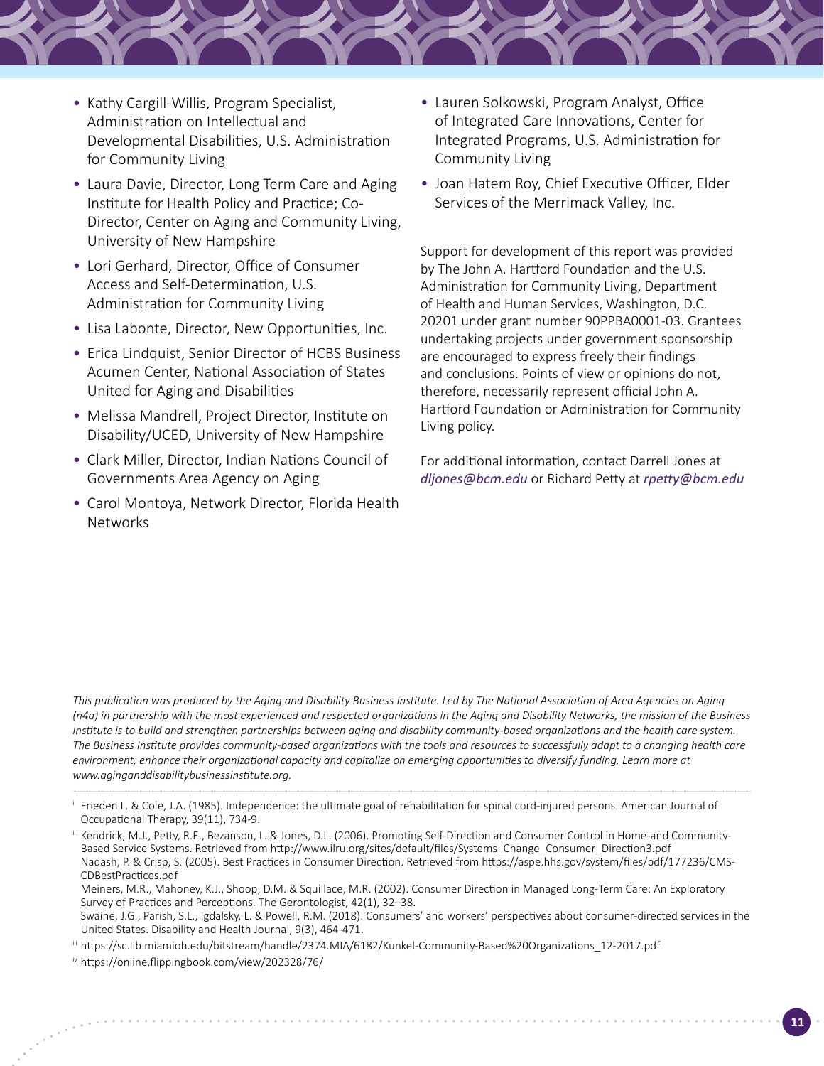- Kathy Cargill-Willis, Program Specialist, Administration on Intellectual and Developmental Disabilities, U.S. Administration for Community Living
- Laura Davie, Director, Long Term Care and Aging Institute for Health Policy and Practice; Co-Director, Center on Aging and Community Living, University of New Hampshire
- Lori Gerhard, Director, Office of Consumer Access and Self-Determination, U.S. Administration for Community Living
- Lisa Labonte, Director, New Opportunities, Inc.
- Erica Lindquist, Senior Director of HCBS Business Acumen Center, National Association of States United for Aging and Disabilities
- Melissa Mandrell, Project Director, Institute on Disability/UCED, University of New Hampshire
- Clark Miller, Director, Indian Nations Council of Governments Area Agency on Aging
- Carol Montoya, Network Director, Florida Health Networks
- Lauren Solkowski, Program Analyst, Office of Integrated Care Innovations, Center for Integrated Programs, U.S. Administration for Community Living
- Joan Hatem Roy, Chief Executive Officer, Elder Services of the Merrimack Valley, Inc.

Support for development of this report was provided by The John A. Hartford Foundation and the U.S. Administration for Community Living, Department of Health and Human Services, Washington, D.C. 20201 under grant number 90PPBA0001-03. Grantees undertaking projects under government sponsorship are encouraged to express freely their findings and conclusions. Points of view or opinions do not, therefore, necessarily represent official John A. Hartford Foundation or Administration for Community Living policy.

For additional information, contact Darrell Jones at *dljones@bcm.edu* or Richard Petty at *rpetty@bcm.edu*

*This publication was produced by the Aging and Disability Business Institute. Led by The National Association of Area Agencies on Aging (n4a) in partnership with the most experienced and respected organizations in the Aging and Disability Networks, the mission of the Business Institute is to build and strengthen partnerships between aging and disability community-based organizations and the health care system. The Business Institute provides community-based organizations with the tools and resources to successfully adapt to a changing health care environment, enhance their organizational capacity and capitalize on emerging opportunities to diversify funding. Learn more at www.aginganddisabilitybusinessinstitute.org.*

---

[i] Frieden L. & Cole, J.A. (1985). Independence: the ultimate goal of rehabilitation for spinal cord-injured persons. American Journal of Occupational Therapy, 39(11), 734-9.

[ii] Kendrick, M.J., Petty, R.E., Bezanson, L. & Jones, D.L. (2006). Promoting Self-Direction and Consumer Control in Home-and Community-Based Service Systems. Retrieved from http://www.ilru.org/sites/default/files/Systems_Change_Consumer_Direction3.pdf
Nadash, P. & Crisp, S. (2005). Best Practices in Consumer Direction. Retrieved from https://aspe.hhs.gov/system/files/pdf/177236/CMS-CDBestPractices.pdf
Meiners, M.R., Mahoney, K.J., Shoop, D.M. & Squillace, M.R. (2002). Consumer Direction in Managed Long-Term Care: An Exploratory Survey of Practices and Perceptions. The Gerontologist, 42(1), 32–38.
Swaine, J.G., Parish, S.L., Igdalsky, L. & Powell, R.M. (2018). Consumers' and workers' perspectives about consumer-directed services in the United States. Disability and Health Journal, 9(3), 464-471.

[iii] https://sc.lib.miamioh.edu/bitstream/handle/2374.MIA/6182/Kunkel-Community-Based%20Organizations_12-2017.pdf

[iv] https://online.flippingbook.com/view/202328/76/